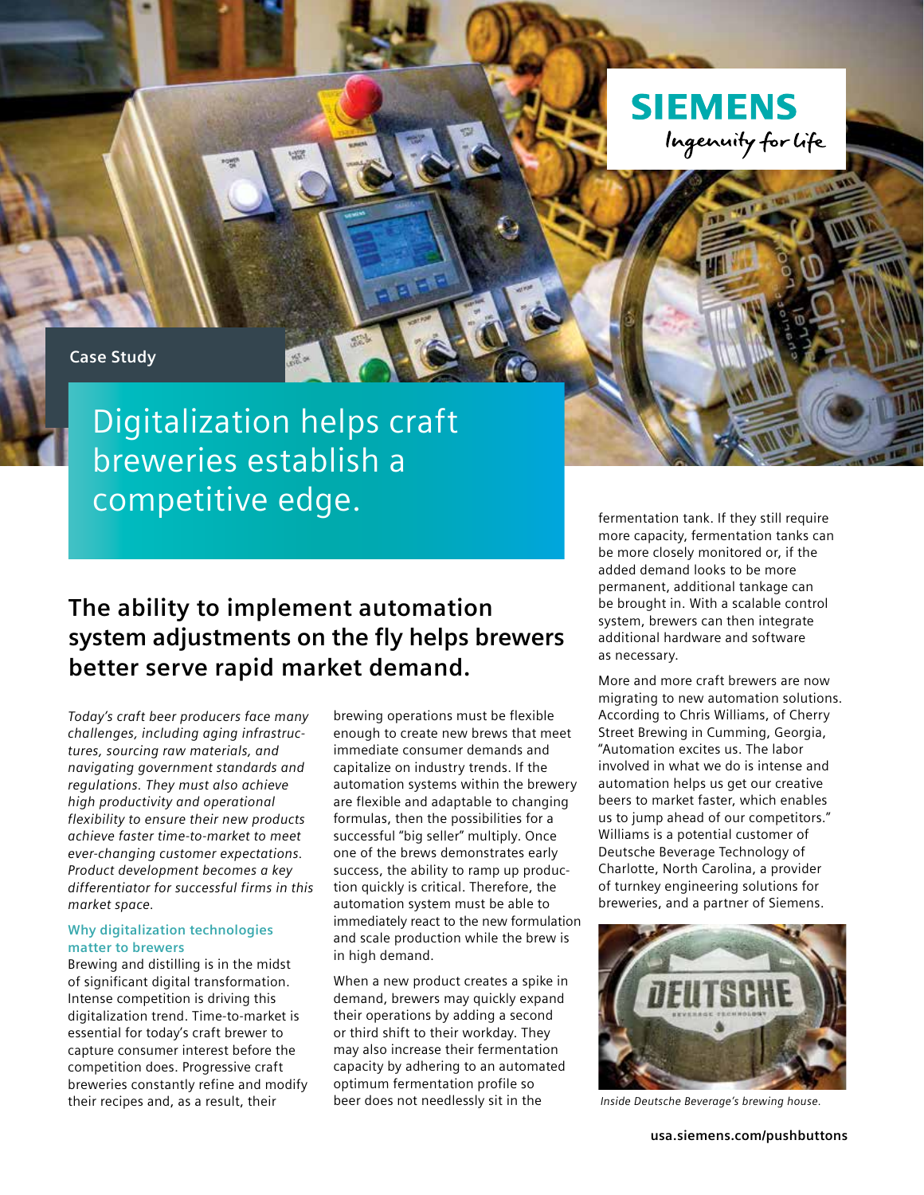Case Study

# Digitalization helps craft breweries establish a competitive edge.

## The ability to implement automation system adjustments on the fly helps brewers better serve rapid market demand.

*Today's craft beer producers face many challenges, including aging infrastructures, sourcing raw materials, and navigating government standards and regulations. They must also achieve high productivity and operational flexibility to ensure their new products achieve faster time-to-market to meet ever-changing customer expectations. Product development becomes a key differentiator for successful firms in this market space.*

### Why digitalization technologies matter to brewers

Brewing and distilling is in the midst of significant digital transformation. Intense competition is driving this digitalization trend. Time-to-market is essential for today's craft brewer to capture consumer interest before the competition does. Progressive craft breweries constantly refine and modify their recipes and, as a result, their brewing operations must be flexible enough to create new brews that meet immediate consumer demands and capitalize on industry trends. If the automation systems within the brewery are flexible and adaptable to changing formulas, then the possibilities for a successful "big seller" multiply. Once one of the brews demonstrates early success, the ability to ramp up production quickly is critical. Therefore, the automation system must be able to immediately react to the new formulation and scale production while the brew is in high demand.

When a new product creates a spike in demand, brewers may quickly expand their operations by adding a second or third shift to their workday. They may also increase their fermentation capacity by adhering to an automated optimum fermentation profile so beer does not needlessly sit in the fermentation tank. If they still require more capacity, fermentation tanks can be more closely monitored or, if the added demand looks to be more permanent, additional tankage can be brought in. With a scalable control system, brewers can then integrate additional hardware and software as necessary.

More and more craft brewers are now migrating to new automation solutions. According to Chris Williams, of Cherry Street Brewing in Cumming, Georgia, "Automation excites us. The labor involved in what we do is intense and automation helps us get our creative beers to market faster, which enables us to jump ahead of our competitors." Williams is a potential customer of Deutsche Beverage Technology of Charlotte, North Carolina, a provider of turnkey engineering solutions for breweries, and a partner of Siemens.

*Inside Deutsche Beverage's brewing house.*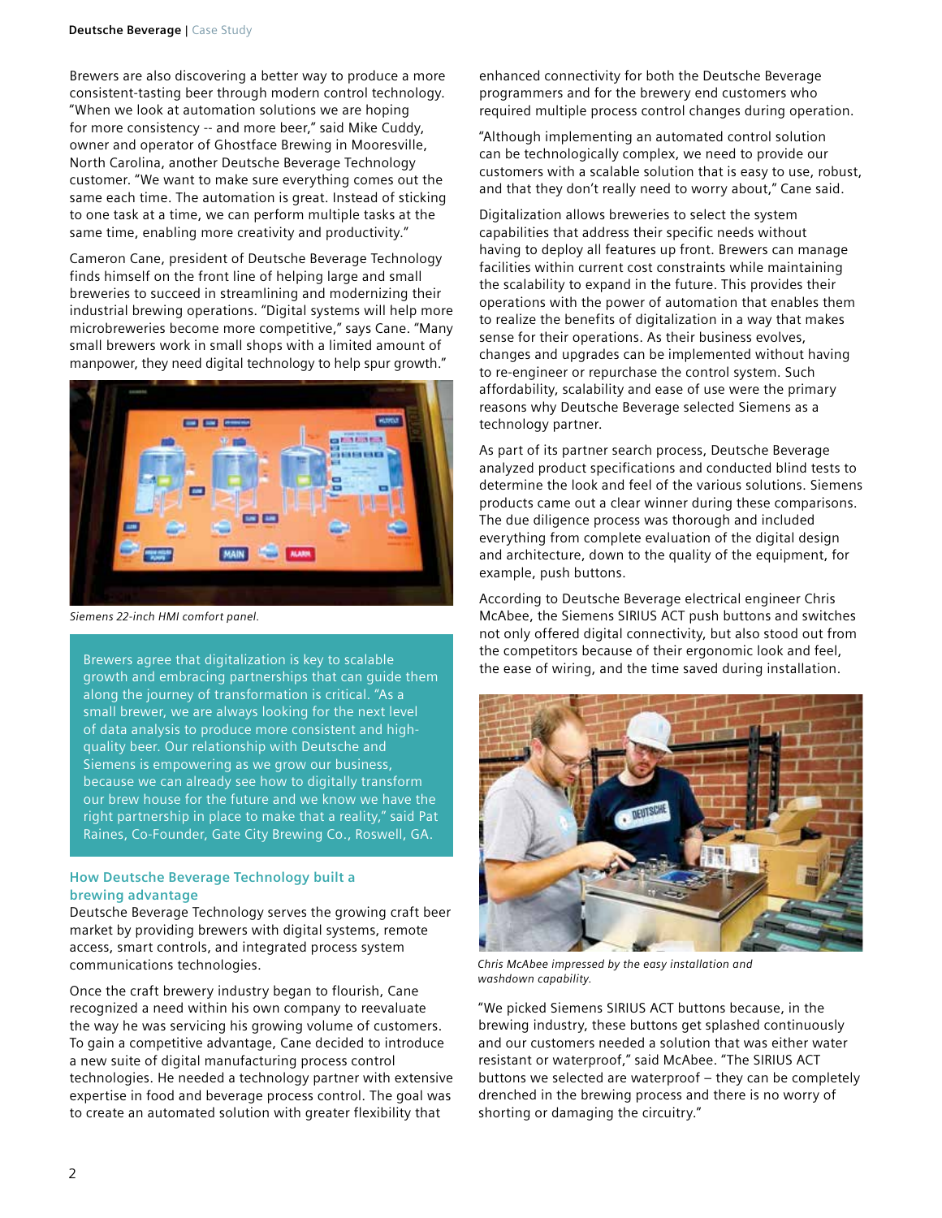Brewers are also discovering a better way to produce a more consistent-tasting beer through modern control technology. "When we look at automation solutions we are hoping for more consistency -- and more beer," said Mike Cuddy, owner and operator of Ghostface Brewing in Mooresville, North Carolina, another Deutsche Beverage Technology customer. "We want to make sure everything comes out the same each time. The automation is great. Instead of sticking to one task at a time, we can perform multiple tasks at the same time, enabling more creativity and productivity."

Cameron Cane, president of Deutsche Beverage Technology finds himself on the front line of helping large and small breweries to succeed in streamlining and modernizing their industrial brewing operations. "Digital systems will help more microbreweries become more competitive," says Cane. "Many small brewers work in small shops with a limited amount of manpower, they need digital technology to help spur growth."

*Siemens 22-inch HMI comfort panel.*

> Brewers agree that digitalization is key to scalable growth and embracing partnerships that can guide them along the journey of transformation is critical. "As a small brewer, we are always looking for the next level of data analysis to produce more consistent and high-quality beer. Our relationship with Deutsche and Siemens is empowering as we grow our business, because we can already see how to digitally transform our brew house for the future and we know we have the right partnership in place to make that a reality," said Pat Raines, Co-Founder, Gate City Brewing Co., Roswell, GA.

### How Deutsche Beverage Technology built a brewing advantage

Deutsche Beverage Technology serves the growing craft beer market by providing brewers with digital systems, remote access, smart controls, and integrated process system communications technologies.

Once the craft brewery industry began to flourish, Cane recognized a need within his own company to reevaluate the way he was servicing his growing volume of customers. To gain a competitive advantage, Cane decided to introduce a new suite of digital manufacturing process control technologies. He needed a technology partner with extensive expertise in food and beverage process control. The goal was to create an automated solution with greater flexibility that enhanced connectivity for both the Deutsche Beverage programmers and for the brewery end customers who required multiple process control changes during operation.

"Although implementing an automated control solution can be technologically complex, we need to provide our customers with a scalable solution that is easy to use, robust, and that they don't really need to worry about," Cane said.

Digitalization allows breweries to select the system capabilities that address their specific needs without having to deploy all features up front. Brewers can manage facilities within current cost constraints while maintaining the scalability to expand in the future. This provides their operations with the power of automation that enables them to realize the benefits of digitalization in a way that makes sense for their operations. As their business evolves, changes and upgrades can be implemented without having to re-engineer or repurchase the control system. Such affordability, scalability and ease of use were the primary reasons why Deutsche Beverage selected Siemens as a technology partner.

As part of its partner search process, Deutsche Beverage analyzed product specifications and conducted blind tests to determine the look and feel of the various solutions. Siemens products came out a clear winner during these comparisons. The due diligence process was thorough and included everything from complete evaluation of the digital design and architecture, down to the quality of the equipment, for example, push buttons.

According to Deutsche Beverage electrical engineer Chris McAbee, the Siemens SIRIUS ACT push buttons and switches not only offered digital connectivity, but also stood out from the competitors because of their ergonomic look and feel, the ease of wiring, and the time saved during installation.

*Chris McAbee impressed by the easy installation and washdown capability.*

"We picked Siemens SIRIUS ACT buttons because, in the brewing industry, these buttons get splashed continuously and our customers needed a solution that was either water resistant or waterproof," said McAbee. "The SIRIUS ACT buttons we selected are waterproof – they can be completely drenched in the brewing process and there is no worry of shorting or damaging the circuitry."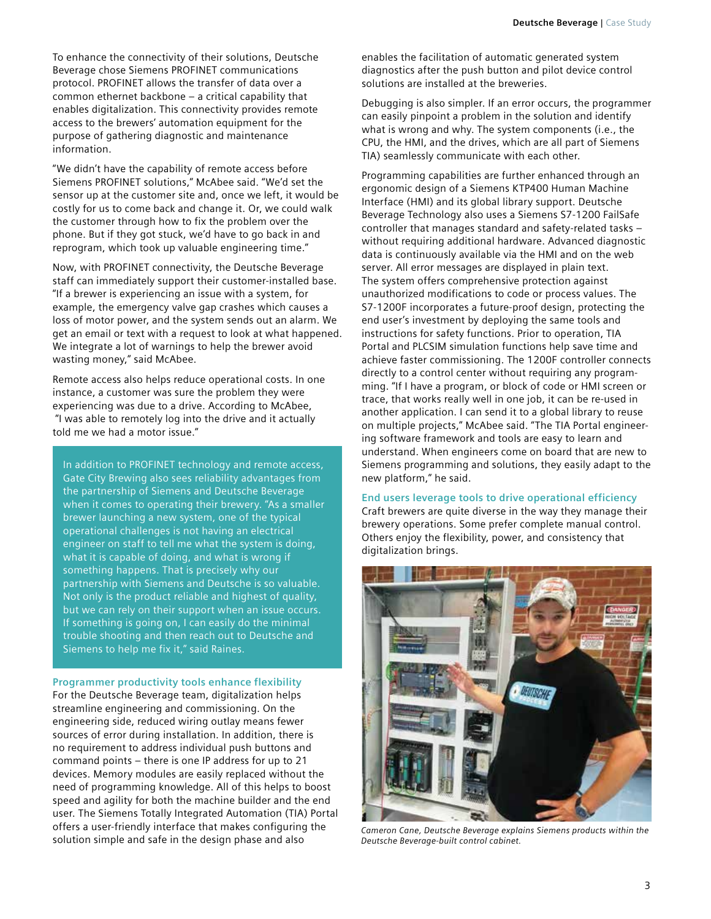To enhance the connectivity of their solutions, Deutsche Beverage chose Siemens PROFINET communications protocol. PROFINET allows the transfer of data over a common ethernet backbone – a critical capability that enables digitalization. This connectivity provides remote access to the brewers' automation equipment for the purpose of gathering diagnostic and maintenance information.

"We didn't have the capability of remote access before Siemens PROFINET solutions," McAbee said. "We'd set the sensor up at the customer site and, once we left, it would be costly for us to come back and change it. Or, we could walk the customer through how to fix the problem over the phone. But if they got stuck, we'd have to go back in and reprogram, which took up valuable engineering time."

Now, with PROFINET connectivity, the Deutsche Beverage staff can immediately support their customer-installed base. "If a brewer is experiencing an issue with a system, for example, the emergency valve gap crashes which causes a loss of motor power, and the system sends out an alarm. We get an email or text with a request to look at what happened. We integrate a lot of warnings to help the brewer avoid wasting money," said McAbee.

Remote access also helps reduce operational costs. In one instance, a customer was sure the problem they were experiencing was due to a drive. According to McAbee, "I was able to remotely log into the drive and it actually told me we had a motor issue."

> In addition to PROFINET technology and remote access, Gate City Brewing also sees reliability advantages from the partnership of Siemens and Deutsche Beverage when it comes to operating their brewery. "As a smaller brewer launching a new system, one of the typical operational challenges is not having an electrical engineer on staff to tell me what the system is doing, what it is capable of doing, and what is wrong if something happens. That is precisely why our partnership with Siemens and Deutsche is so valuable. Not only is the product reliable and highest of quality, but we can rely on their support when an issue occurs. If something is going on, I can easily do the minimal trouble shooting and then reach out to Deutsche and Siemens to help me fix it," said Raines.

### Programmer productivity tools enhance flexibility

For the Deutsche Beverage team, digitalization helps streamline engineering and commissioning. On the engineering side, reduced wiring outlay means fewer sources of error during installation. In addition, there is no requirement to address individual push buttons and command points – there is one IP address for up to 21 devices. Memory modules are easily replaced without the need of programming knowledge. All of this helps to boost speed and agility for both the machine builder and the end user. The Siemens Totally Integrated Automation (TIA) Portal offers a user-friendly interface that makes configuring the solution simple and safe in the design phase and also enables the facilitation of automatic generated system diagnostics after the push button and pilot device control solutions are installed at the breweries.

Debugging is also simpler. If an error occurs, the programmer can easily pinpoint a problem in the solution and identify what is wrong and why. The system components (i.e., the CPU, the HMI, and the drives, which are all part of Siemens TIA) seamlessly communicate with each other.

Programming capabilities are further enhanced through an ergonomic design of a Siemens KTP400 Human Machine Interface (HMI) and its global library support. Deutsche Beverage Technology also uses a Siemens S7-1200 FailSafe controller that manages standard and safety-related tasks – without requiring additional hardware. Advanced diagnostic data is continuously available via the HMI and on the web server. All error messages are displayed in plain text. The system offers comprehensive protection against unauthorized modifications to code or process values. The S7-1200F incorporates a future-proof design, protecting the end user's investment by deploying the same tools and instructions for safety functions. Prior to operation, TIA Portal and PLCSIM simulation functions help save time and achieve faster commissioning. The 1200F controller connects directly to a control center without requiring any programming. "If I have a program, or block of code or HMI screen or trace, that works really well in one job, it can be re-used in another application. I can send it to a global library to reuse on multiple projects," McAbee said. "The TIA Portal engineering software framework and tools are easy to learn and understand. When engineers come on board that are new to Siemens programming and solutions, they easily adapt to the new platform," he said.

### End users leverage tools to drive operational efficiency

Craft brewers are quite diverse in the way they manage their brewery operations. Some prefer complete manual control. Others enjoy the flexibility, power, and consistency that digitalization brings.

*Cameron Cane, Deutsche Beverage explains Siemens products within the Deutsche Beverage-built control cabinet.*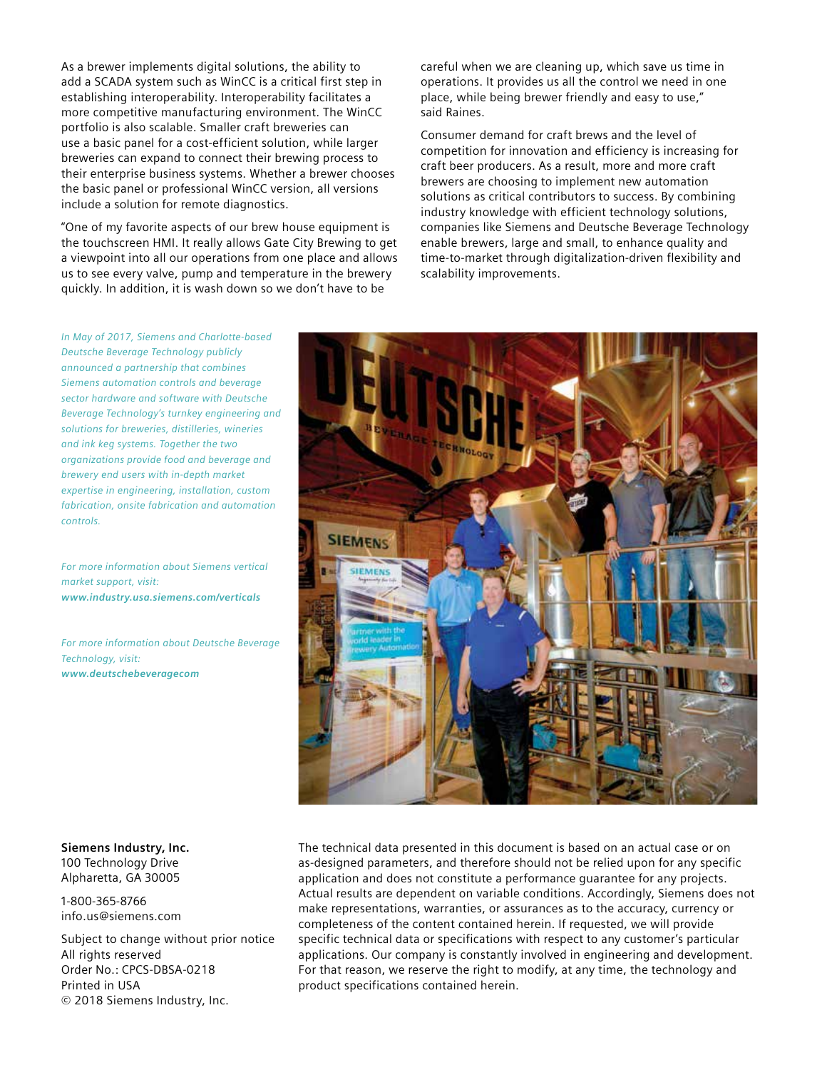As a brewer implements digital solutions, the ability to add a SCADA system such as WinCC is a critical first step in establishing interoperability. Interoperability facilitates a more competitive manufacturing environment. The WinCC portfolio is also scalable. Smaller craft breweries can use a basic panel for a cost-efficient solution, while larger breweries can expand to connect their brewing process to their enterprise business systems. Whether a brewer chooses the basic panel or professional WinCC version, all versions include a solution for remote diagnostics.

"One of my favorite aspects of our brew house equipment is the touchscreen HMI. It really allows Gate City Brewing to get a viewpoint into all our operations from one place and allows us to see every valve, pump and temperature in the brewery quickly. In addition, it is wash down so we don't have to be careful when we are cleaning up, which save us time in operations. It provides us all the control we need in one place, while being brewer friendly and easy to use," said Raines.

Consumer demand for craft brews and the level of competition for innovation and efficiency is increasing for craft beer producers. As a result, more and more craft brewers are choosing to implement new automation solutions as critical contributors to success. By combining industry knowledge with efficient technology solutions, companies like Siemens and Deutsche Beverage Technology enable brewers, large and small, to enhance quality and time-to-market through digitalization-driven flexibility and scalability improvements.

*In May of 2017, Siemens and Charlotte-based Deutsche Beverage Technology publicly announced a partnership that combines Siemens automation controls and beverage sector hardware and software with Deutsche Beverage Technology's turnkey engineering and solutions for breweries, distilleries, wineries and ink keg systems. Together the two organizations provide food and beverage and brewery end users with in-depth market expertise in engineering, installation, custom fabrication, onsite fabrication and automation controls.*

*For more information about Siemens vertical market support, visit:*
***www.industry.usa.siemens.com/verticals***

*For more information about Deutsche Beverage Technology, visit:*
***www.deutschebeveragecom***

**Siemens Industry, Inc.**
100 Technology Drive
Alpharetta, GA 30005

1-800-365-8766
info.us@siemens.com

Subject to change without prior notice
All rights reserved
Order No.: CPCS-DBSA-0218
Printed in USA
© 2018 Siemens Industry, Inc.

The technical data presented in this document is based on an actual case or on as-designed parameters, and therefore should not be relied upon for any specific application and does not constitute a performance guarantee for any projects. Actual results are dependent on variable conditions. Accordingly, Siemens does not make representations, warranties, or assurances as to the accuracy, currency or completeness of the content contained herein. If requested, we will provide specific technical data or specifications with respect to any customer's particular applications. Our company is constantly involved in engineering and development. For that reason, we reserve the right to modify, at any time, the technology and product specifications contained herein.